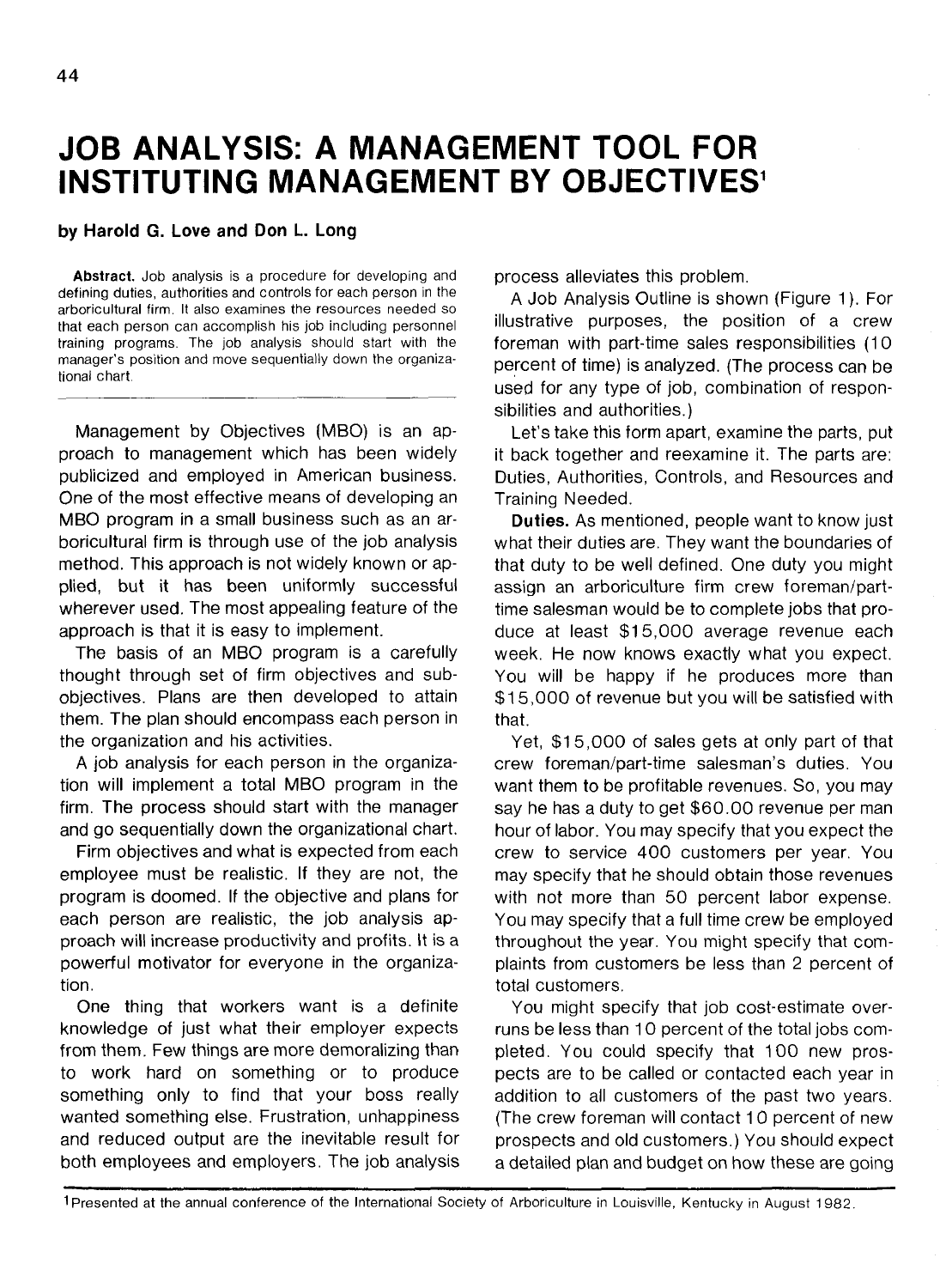# JOB ANALYSIS: A MANAGEMENT TOOL FOR INSTITUTING MANAGEMENT BY OBJECTIVES[1]

**by Harold G. Love and Don L. Long**

**Abstract.** Job analysis is a procedure for developing and defining duties, authorities and controls for each person in the arboricultural firm. It also examines the resources needed so that each person can accomplish his job including personnel training programs. The job analysis should start with the manager's position and move sequentially down the organizational chart.

---

Management by Objectives (MBO) is an approach to management which has been widely publicized and employed in American business. One of the most effective means of developing an MBO program in a small business such as an arboricultural firm is through use of the job analysis method. This approach is not widely known or applied, but it has been uniformly successful wherever used. The most appealing feature of the approach is that it is easy to implement.

The basis of an MBO program is a carefully thought through set of firm objectives and subobjectives. Plans are then developed to attain them. The plan should encompass each person in the organization and his activities.

A job analysis for each person in the organization will implement a total MBO program in the firm. The process should start with the manager and go sequentially down the organizational chart.

Firm objectives and what is expected from each employee must be realistic. If they are not, the program is doomed. If the objective and plans for each person are realistic, the job analysis approach will increase productivity and profits. It is a powerful motivator for everyone in the organization.

One thing that workers want is a definite knowledge of just what their employer expects from them. Few things are more demoralizing than to work hard on something or to produce something only to find that your boss really wanted something else. Frustration, unhappiness and reduced output are the inevitable result for both employees and employers. The job analysis process alleviates this problem.

A Job Analysis Outline is shown (Figure 1). For illustrative purposes, the position of a crew foreman with part-time sales responsibilities (10 percent of time) is analyzed. (The process can be used for any type of job, combination of responsibilities and authorities.)

Let's take this form apart, examine the parts, put it back together and reexamine it. The parts are: Duties, Authorities, Controls, and Resources and Training Needed.

**Duties.** As mentioned, people want to know just what their duties are. They want the boundaries of that duty to be well defined. One duty you might assign an arboriculture firm crew foreman/part-time salesman would be to complete jobs that produce at least $15,000 average revenue each week. He now knows exactly what you expect. You will be happy if he produces more than $15,000 of revenue but you will be satisfied with that.

Yet, $15,000 of sales gets at only part of that crew foreman/part-time salesman's duties. You want them to be profitable revenues. So, you may say he has a duty to get $60.00 revenue per man hour of labor. You may specify that you expect the crew to service 400 customers per year. You may specify that he should obtain those revenues with not more than 50 percent labor expense. You may specify that a full time crew be employed throughout the year. You might specify that complaints from customers be less than 2 percent of total customers.

You might specify that job cost-estimate overruns be less than 10 percent of the total jobs completed. You could specify that 100 new prospects are to be called or contacted each year in addition to all customers of the past two years. (The crew foreman will contact 10 percent of new prospects and old customers.) You should expect a detailed plan and budget on how these are going

---

[1] Presented at the annual conference of the International Society of Arboriculture in Louisville, Kentucky in August 1982.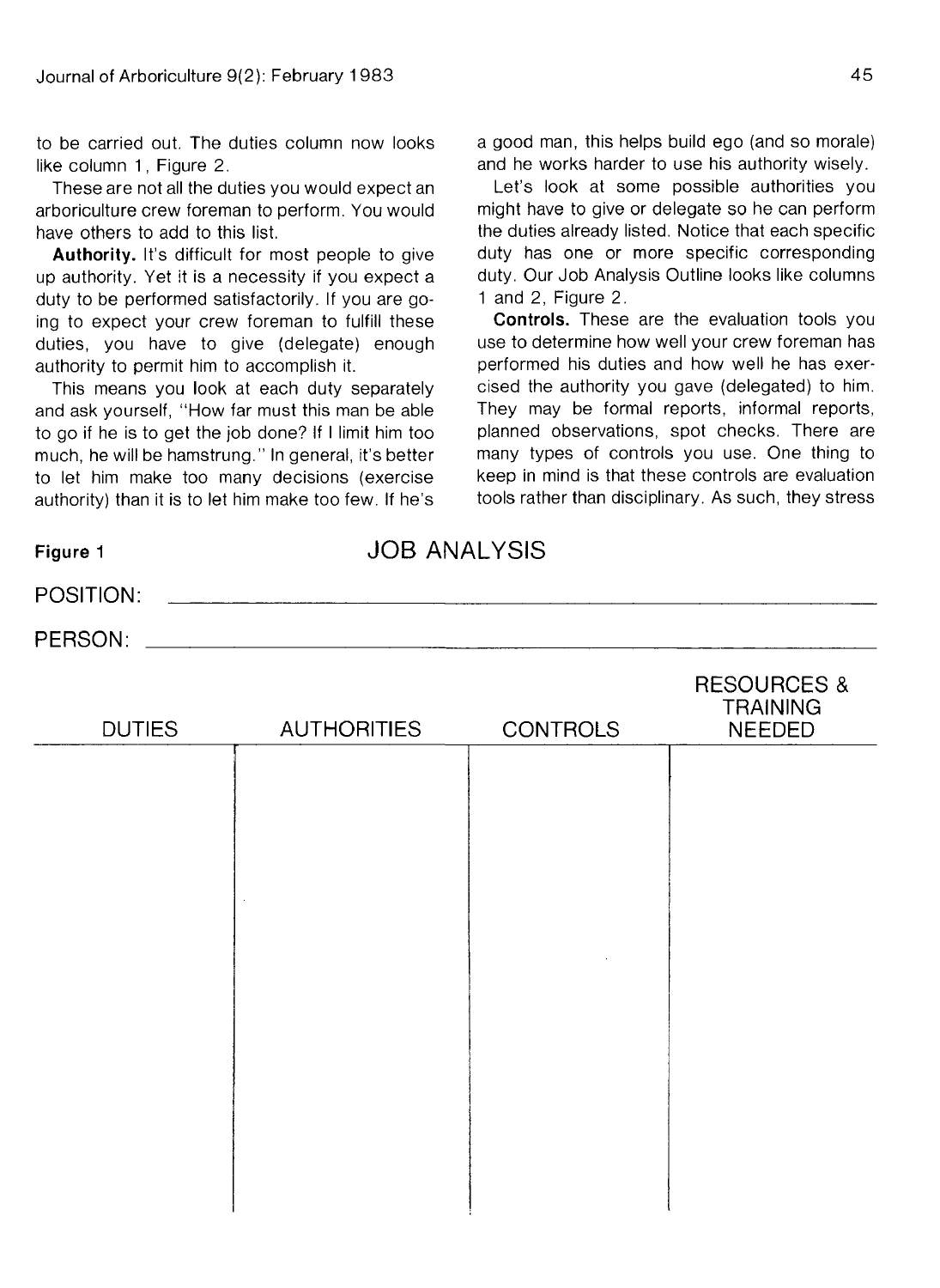to be carried out. The duties column now looks like column 1, Figure 2.

These are not all the duties you would expect an arboriculture crew foreman to perform. You would have others to add to this list.

**Authority.** It's difficult for most people to give up authority. Yet it is a necessity if you expect a duty to be performed satisfactorily. If you are going to expect your crew foreman to fulfill these duties, you have to give (delegate) enough authority to permit him to accomplish it.

This means you look at each duty separately and ask yourself, "How far must this man be able to go if he is to get the job done? If I limit him too much, he will be hamstrung." In general, it's better to let him make too many decisions (exercise authority) than it is to let him make too few. If he's a good man, this helps build ego (and so morale) and he works harder to use his authority wisely.

Let's look at some possible authorities you might have to give or delegate so he can perform the duties already listed. Notice that each specific duty has one or more specific corresponding duty. Our Job Analysis Outline looks like columns 1 and 2, Figure 2.

**Controls.** These are the evaluation tools you use to determine how well your crew foreman has performed his duties and how well he has exercised the authority you gave (delegated) to him. They may be formal reports, informal reports, planned observations, spot checks. There are many types of controls you use. One thing to keep in mind is that these controls are evaluation tools rather than disciplinary. As such, they stress

**Figure 1**

## JOB ANALYSIS

POSITION: ______________________________

PERSON: ______________________________

| DUTIES | AUTHORITIES | CONTROLS | RESOURCES & TRAINING NEEDED |
|---|---|---|---|
| | | | |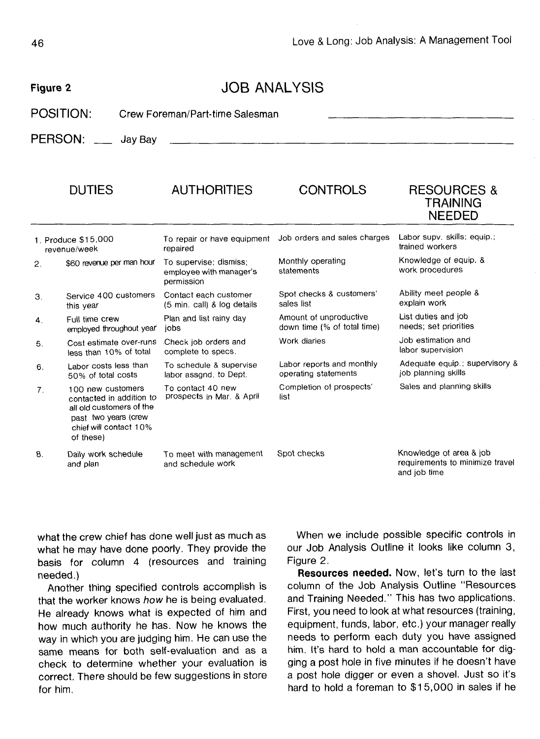**Figure 2**

# JOB ANALYSIS

POSITION: Crew Foreman/Part-time Salesman

PERSON: Jay Bay

| | DUTIES | AUTHORITIES | CONTROLS | RESOURCES & TRAINING NEEDED |
|---|---|---|---|---|
| 1. | Produce $15,000 revenue/week | To repair or have equipment repaired | Job orders and sales charges | Labor supv. skills; equip.; trained workers |
| 2. | $60 revenue per man hour | To supervise; dismiss; employee with manager's permission | Monthly operating statements | Knowledge of equip. & work procedures |
| 3. | Service 400 customers this year | Contact each customer (5 min. call) & log details | Spot checks & customers' sales list | Ability meet people & explain work |
| 4. | Full time crew employed throughout year | Plan and list rainy day jobs | Amount of unproductive down time (% of total time) | List duties and job needs; set priorities |
| 5. | Cost estimate over-runs less than 10% of total | Check job orders and complete to specs. | Work diaries | Job estimation and labor supervision |
| 6. | Labor costs less than 50% of total costs | To schedule & supervise labor assgnd. to Dept. | Labor reports and monthly operating statements | Adequate equip.; supervisory & job planning skills |
| 7. | 100 new customers contacted in addition to all old customers of the past two years (crew chief will contact 10% of these) | To contact 40 new prospects in Mar. & April | Completion of prospects' list | Sales and planning skills |
| 8. | Daily work schedule and plan | To meet with management and schedule work | Spot checks | Knowledge of area & job requirements to minimize travel and job time |

what the crew chief has done well just as much as what he may have done poorly. They provide the basis for column 4 (resources and training needed.)

Another thing specified controls accomplish is that the worker knows *how* he is being evaluated. He already knows what is expected of him and how much authority he has. Now he knows the way in which you are judging him. He can use the same means for both self-evaluation and as a check to determine whether your evaluation is correct. There should be few suggestions in store for him.

When we include possible specific controls in our Job Analysis Outline it looks like column 3, Figure 2.

**Resources needed.** Now, let's turn to the last column of the Job Analysis Outline "Resources and Training Needed." This has two applications. First, you need to look at what resources (training, equipment, funds, labor, etc.) your manager really needs to perform each duty you have assigned him. It's hard to hold a man accountable for digging a post hole in five minutes if he doesn't have a post hole digger or even a shovel. Just so it's hard to hold a foreman to $15,000 in sales if he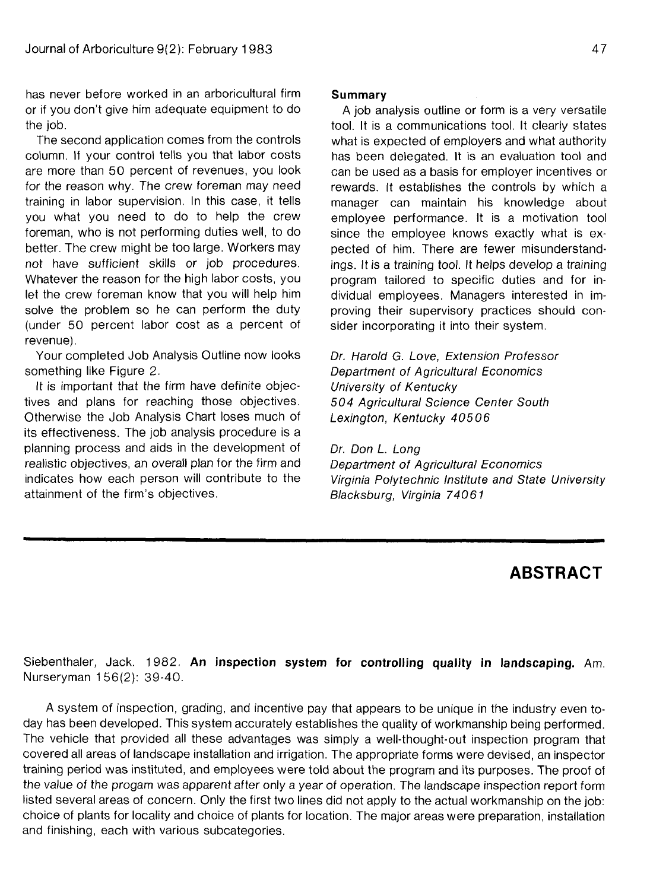has never before worked in an arboricultural firm or if you don't give him adequate equipment to do the job.

The second application comes from the controls column. If your control tells you that labor costs are more than 50 percent of revenues, you look for the reason why. The crew foreman may need training in labor supervision. In this case, it tells you what you need to do to help the crew foreman, who is not performing duties well, to do better. The crew might be too large. Workers may not have sufficient skills or job procedures. Whatever the reason for the high labor costs, you let the crew foreman know that you will help him solve the problem so he can perform the duty (under 50 percent labor cost as a percent of revenue).

Your completed Job Analysis Outline now looks something like Figure 2.

It is important that the firm have definite objectives and plans for reaching those objectives. Otherwise the Job Analysis Chart loses much of its effectiveness. The job analysis procedure is a planning process and aids in the development of realistic objectives, an overall plan for the firm and indicates how each person will contribute to the attainment of the firm's objectives.

## Summary

A job analysis outline or form is a very versatile tool. It is a communications tool. It clearly states what is expected of employers and what authority has been delegated. It is an evaluation tool and can be used as a basis for employer incentives or rewards. It establishes the controls by which a manager can maintain his knowledge about employee performance. It is a motivation tool since the employee knows exactly what is expected of him. There are fewer misunderstandings. It is a training tool. It helps develop a training program tailored to specific duties and for individual employees. Managers interested in improving their supervisory practices should consider incorporating it into their system.

*Dr. Harold G. Love, Extension Professor*
*Department of Agricultural Economics*
*University of Kentucky*
*504 Agricultural Science Center South*
*Lexington, Kentucky 40506*

*Dr. Don L. Long*
*Department of Agricultural Economics*
*Virginia Polytechnic Institute and State University*
*Blacksburg, Virginia 74061*

# ABSTRACT

Siebenthaler, Jack. 1982. **An inspection system for controlling quality in landscaping.** Am. Nurseryman 156(2): 39-40.

A system of inspection, grading, and incentive pay that appears to be unique in the industry even today has been developed. This system accurately establishes the quality of workmanship being performed. The vehicle that provided all these advantages was simply a well-thought-out inspection program that covered all areas of landscape installation and irrigation. The appropriate forms were devised, an inspector training period was instituted, and employees were told about the program and its purposes. The proof of the value of the progam was apparent after only a year of operation. The landscape inspection report form listed several areas of concern. Only the first two lines did not apply to the actual workmanship on the job: choice of plants for locality and choice of plants for location. The major areas were preparation, installation and finishing, each with various subcategories.